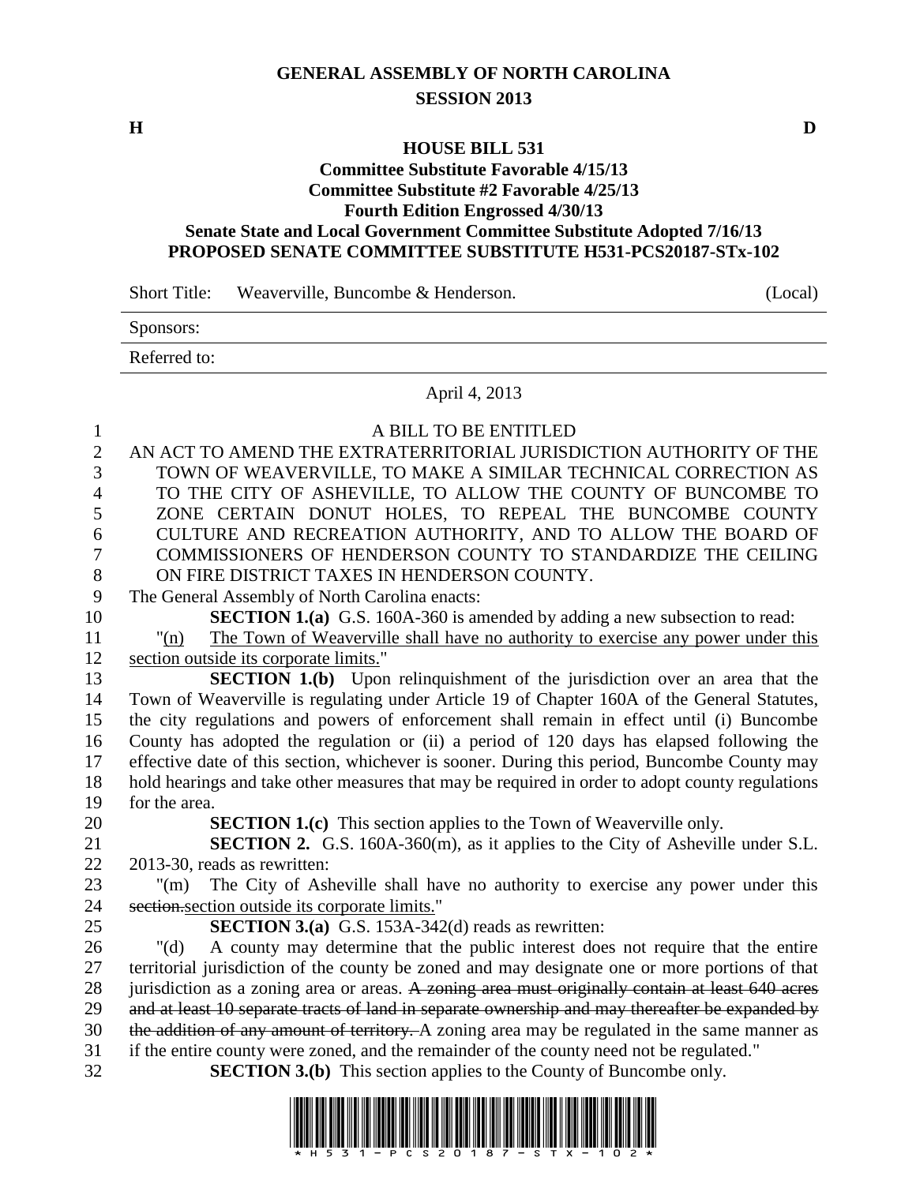**GENERAL ASSEMBLY OF NORTH CAROLINA**
**SESSION 2013**

**H** **D**

**HOUSE BILL 531**
**Committee Substitute Favorable 4/15/13**
**Committee Substitute #2 Favorable 4/25/13**
**Fourth Edition Engrossed 4/30/13**
**Senate State and Local Government Committee Substitute Adopted 7/16/13**
**PROPOSED SENATE COMMITTEE SUBSTITUTE H531-PCS20187-STx-102**

Short Title: Weaverville, Buncombe & Henderson. (Local)

Sponsors:

Referred to:

April 4, 2013

A BILL TO BE ENTITLED

AN ACT TO AMEND THE EXTRATERRITORIAL JURISDICTION AUTHORITY OF THE TOWN OF WEAVERVILLE, TO MAKE A SIMILAR TECHNICAL CORRECTION AS TO THE CITY OF ASHEVILLE, TO ALLOW THE COUNTY OF BUNCOMBE TO ZONE CERTAIN DONUT HOLES, TO REPEAL THE BUNCOMBE COUNTY CULTURE AND RECREATION AUTHORITY, AND TO ALLOW THE BOARD OF COMMISSIONERS OF HENDERSON COUNTY TO STANDARDIZE THE CEILING ON FIRE DISTRICT TAXES IN HENDERSON COUNTY.

The General Assembly of North Carolina enacts:

**SECTION 1.(a)** G.S. 160A-360 is amended by adding a new subsection to read:

"(n) The Town of Weaverville shall have no authority to exercise any power under this section outside its corporate limits."

**SECTION 1.(b)** Upon relinquishment of the jurisdiction over an area that the Town of Weaverville is regulating under Article 19 of Chapter 160A of the General Statutes, the city regulations and powers of enforcement shall remain in effect until (i) Buncombe County has adopted the regulation or (ii) a period of 120 days has elapsed following the effective date of this section, whichever is sooner. During this period, Buncombe County may hold hearings and take other measures that may be required in order to adopt county regulations for the area.

**SECTION 1.(c)** This section applies to the Town of Weaverville only.

**SECTION 2.** G.S. 160A-360(m), as it applies to the City of Asheville under S.L. 2013-30, reads as rewritten:

"(m) The City of Asheville shall have no authority to exercise any power under this ~~section.~~section outside its corporate limits."

**SECTION 3.(a)** G.S. 153A-342(d) reads as rewritten:

"(d) A county may determine that the public interest does not require that the entire territorial jurisdiction of the county be zoned and may designate one or more portions of that jurisdiction as a zoning area or areas. ~~A zoning area must originally contain at least 640 acres and at least 10 separate tracts of land in separate ownership and may thereafter be expanded by the addition of any amount of territory.~~ A zoning area may be regulated in the same manner as if the entire county were zoned, and the remainder of the county need not be regulated."

**SECTION 3.(b)** This section applies to the County of Buncombe only.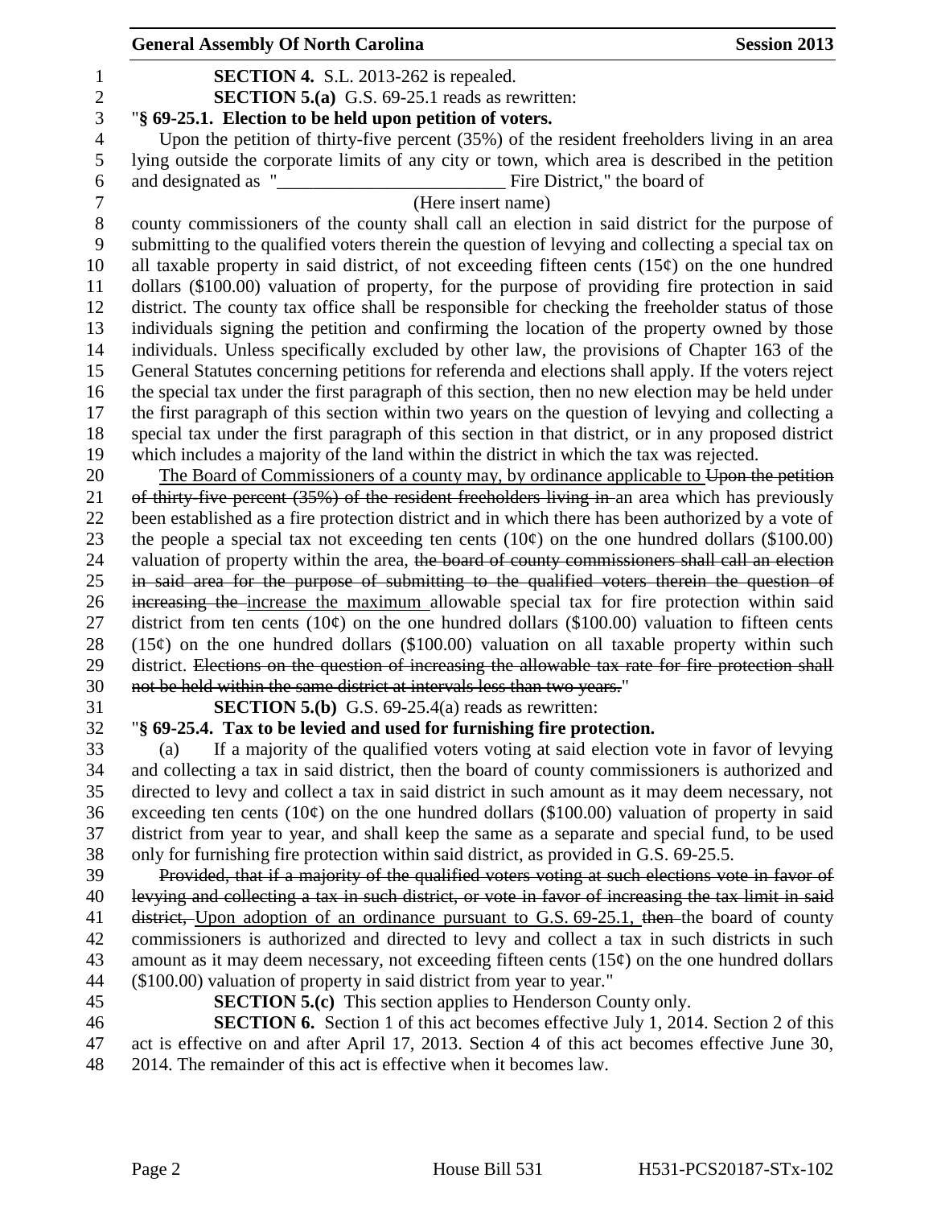**SECTION 4.** S.L. 2013-262 is repealed.

**SECTION 5.(a)** G.S. 69-25.1 reads as rewritten:

"**§ 69-25.1. Election to be held upon petition of voters.**

Upon the petition of thirty-five percent (35%) of the resident freeholders living in an area lying outside the corporate limits of any city or town, which area is described in the petition and designated as "_________________________ Fire District," the board of

(Here insert name)

county commissioners of the county shall call an election in said district for the purpose of submitting to the qualified voters therein the question of levying and collecting a special tax on all taxable property in said district, of not exceeding fifteen cents (15¢) on the one hundred dollars ($100.00) valuation of property, for the purpose of providing fire protection in said district. The county tax office shall be responsible for checking the freeholder status of those individuals signing the petition and confirming the location of the property owned by those individuals. Unless specifically excluded by other law, the provisions of Chapter 163 of the General Statutes concerning petitions for referenda and elections shall apply. If the voters reject the special tax under the first paragraph of this section, then no new election may be held under the first paragraph of this section within two years on the question of levying and collecting a special tax under the first paragraph of this section in that district, or in any proposed district which includes a majority of the land within the district in which the tax was rejected.

<ins>The Board of Commissioners of a county may, by ordinance applicable to</ins> ~~Upon the petition of thirty-five percent (35%) of the resident freeholders living in~~ an area which has previously been established as a fire protection district and in which there has been authorized by a vote of the people a special tax not exceeding ten cents (10¢) on the one hundred dollars ($100.00) valuation of property within the area, ~~the board of county commissioners shall call an election in said area for the purpose of submitting to the qualified voters therein the question of increasing the~~ <ins>increase the maximum</ins> allowable special tax for fire protection within said district from ten cents (10¢) on the one hundred dollars ($100.00) valuation to fifteen cents (15¢) on the one hundred dollars ($100.00) valuation on all taxable property within such district. ~~Elections on the question of increasing the allowable tax rate for fire protection shall not be held within the same district at intervals less than two years.~~"

**SECTION 5.(b)** G.S. 69-25.4(a) reads as rewritten:

"**§ 69-25.4. Tax to be levied and used for furnishing fire protection.**

(a) If a majority of the qualified voters voting at said election vote in favor of levying and collecting a tax in said district, then the board of county commissioners is authorized and directed to levy and collect a tax in said district in such amount as it may deem necessary, not exceeding ten cents (10¢) on the one hundred dollars ($100.00) valuation of property in said district from year to year, and shall keep the same as a separate and special fund, to be used only for furnishing fire protection within said district, as provided in G.S. 69-25.5.

~~Provided, that if a majority of the qualified voters voting at such elections vote in favor of levying and collecting a tax in such district, or vote in favor of increasing the tax limit in said district,~~ <ins>Upon adoption of an ordinance pursuant to G.S. 69-25.1,</ins> ~~then~~ the board of county commissioners is authorized and directed to levy and collect a tax in such districts in such amount as it may deem necessary, not exceeding fifteen cents (15¢) on the one hundred dollars ($100.00) valuation of property in said district from year to year."

**SECTION 5.(c)** This section applies to Henderson County only.

**SECTION 6.** Section 1 of this act becomes effective July 1, 2014. Section 2 of this act is effective on and after April 17, 2013. Section 4 of this act becomes effective June 30, 2014. The remainder of this act is effective when it becomes law.